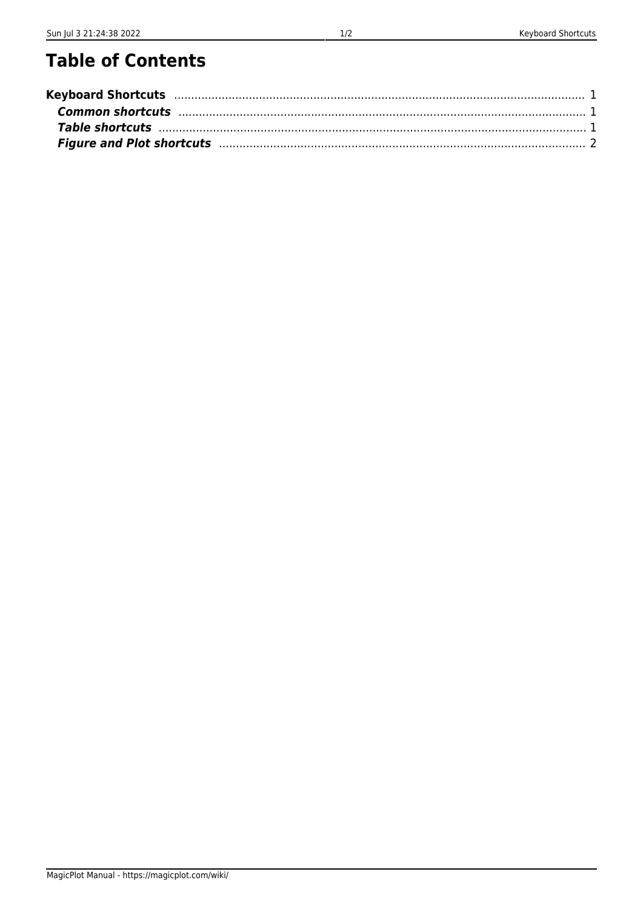# Table of Contents

**Keyboard Shortcuts** ........................................................................................................................ 1

***Common shortcuts*** ........................................................................................................................ 1

***Table shortcuts*** ........................................................................................................................ 1

***Figure and Plot shortcuts*** ........................................................................................................................ 2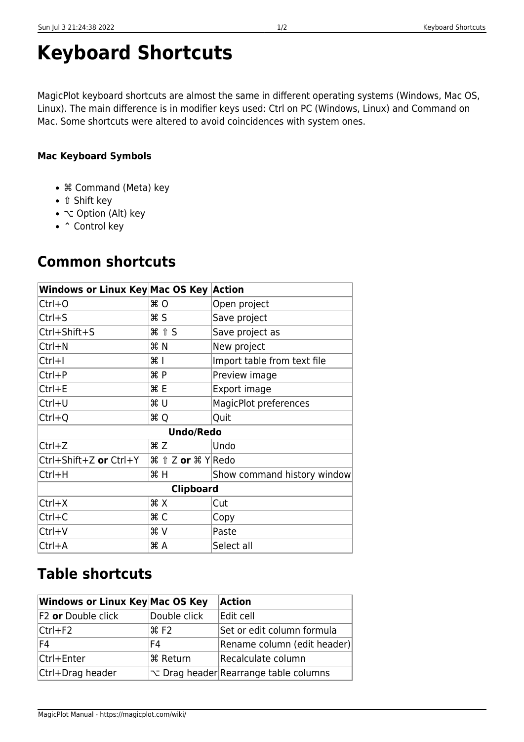# Keyboard Shortcuts

MagicPlot keyboard shortcuts are almost the same in different operating systems (Windows, Mac OS, Linux). The main difference is in modifier keys used: Ctrl on PC (Windows, Linux) and Command on Mac. Some shortcuts were altered to avoid coincidences with system ones.

**Mac Keyboard Symbols**

- ⌘ Command (Meta) key
- ⇧ Shift key
- ⌥ Option (Alt) key
- ^ Control key

## Common shortcuts

| Windows or Linux Key | Mac OS Key | Action |
|---|---|---|
| Ctrl+O | ⌘ O | Open project |
| Ctrl+S | ⌘ S | Save project |
| Ctrl+Shift+S | ⌘ ⇧ S | Save project as |
| Ctrl+N | ⌘ N | New project |
| Ctrl+I | ⌘ I | Import table from text file |
| Ctrl+P | ⌘ P | Preview image |
| Ctrl+E | ⌘ E | Export image |
| Ctrl+U | ⌘ U | MagicPlot preferences |
| Ctrl+Q | ⌘ Q | Quit |
| **Undo/Redo** | | |
| Ctrl+Z | ⌘ Z | Undo |
| Ctrl+Shift+Z **or** Ctrl+Y | ⌘ ⇧ Z **or** ⌘ Y | Redo |
| Ctrl+H | ⌘ H | Show command history window |
| **Clipboard** | | |
| Ctrl+X | ⌘ X | Cut |
| Ctrl+C | ⌘ C | Copy |
| Ctrl+V | ⌘ V | Paste |
| Ctrl+A | ⌘ A | Select all |

## Table shortcuts

| Windows or Linux Key | Mac OS Key | Action |
|---|---|---|
| F2 **or** Double click | Double click | Edit cell |
| Ctrl+F2 | ⌘ F2 | Set or edit column formula |
| F4 | F4 | Rename column (edit header) |
| Ctrl+Enter | ⌘ Return | Recalculate column |
| Ctrl+Drag header | ⌥ Drag header | Rearrange table columns |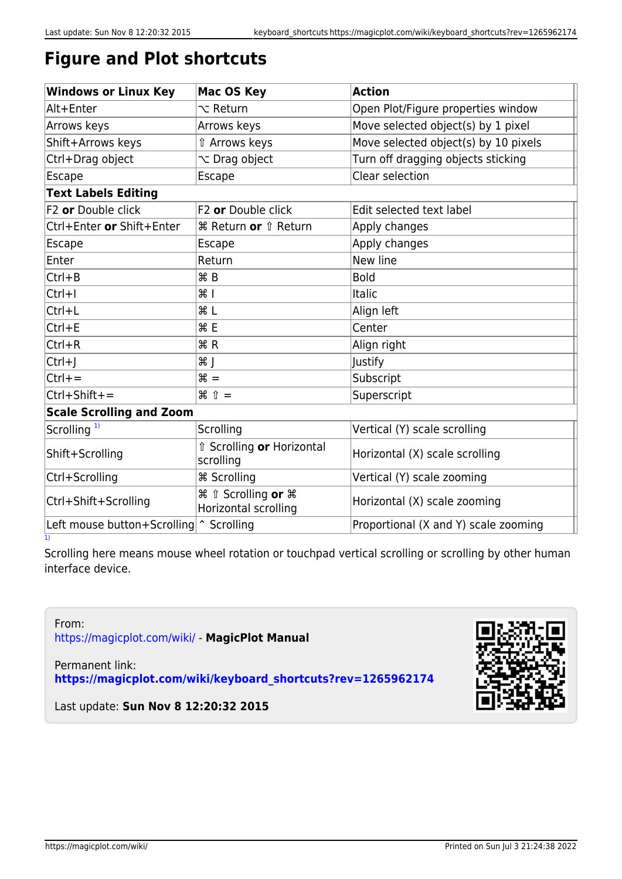# Figure and Plot shortcuts

| Windows or Linux Key | Mac OS Key | Action |
|---|---|---|
| Alt+Enter | ⌥ Return | Open Plot/Figure properties window |
| Arrows keys | Arrows keys | Move selected object(s) by 1 pixel |
| Shift+Arrows keys | ⇧ Arrows keys | Move selected object(s) by 10 pixels |
| Ctrl+Drag object | ⌥ Drag object | Turn off dragging objects sticking |
| Escape | Escape | Clear selection |
| **Text Labels Editing** | | |
| F2 **or** Double click | F2 **or** Double click | Edit selected text label |
| Ctrl+Enter **or** Shift+Enter | ⌘ Return **or** ⇧ Return | Apply changes |
| Escape | Escape | Apply changes |
| Enter | Return | New line |
| Ctrl+B | ⌘ B | Bold |
| Ctrl+I | ⌘ I | Italic |
| Ctrl+L | ⌘ L | Align left |
| Ctrl+E | ⌘ E | Center |
| Ctrl+R | ⌘ R | Align right |
| Ctrl+J | ⌘ J | Justify |
| Ctrl+= | ⌘ = | Subscript |
| Ctrl+Shift+= | ⌘ ⇧ = | Superscript |
| **Scale Scrolling and Zoom** | | |
| Scrolling [1] | Scrolling | Vertical (Y) scale scrolling |
| Shift+Scrolling | ⇧ Scrolling **or** Horizontal scrolling | Horizontal (X) scale scrolling |
| Ctrl+Scrolling | ⌘ Scrolling | Vertical (Y) scale zooming |
| Ctrl+Shift+Scrolling | ⌘ ⇧ Scrolling **or** ⌘ Horizontal scrolling | Horizontal (X) scale zooming |
| Left mouse button+Scrolling | ^ Scrolling | Proportional (X and Y) scale zooming |

[1] Scrolling here means mouse wheel rotation or touchpad vertical scrolling or scrolling by other human interface device.

From:
https://magicplot.com/wiki/ - **MagicPlot Manual**

Permanent link:
**https://magicplot.com/wiki/keyboard_shortcuts?rev=1265962174**

Last update: **Sun Nov 8 12:20:32 2015**